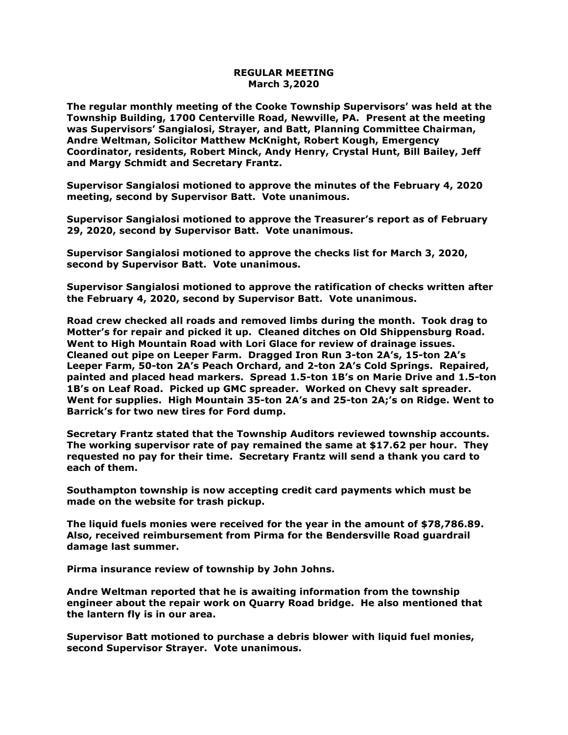**REGULAR MEETING**
**March 3,2020**

**The regular monthly meeting of the Cooke Township Supervisors' was held at the Township Building, 1700 Centerville Road, Newville, PA. Present at the meeting was Supervisors' Sangialosi, Strayer, and Batt, Planning Committee Chairman, Andre Weltman, Solicitor Matthew McKnight, Robert Kough, Emergency Coordinator, residents, Robert Minck, Andy Henry, Crystal Hunt, Bill Bailey, Jeff and Margy Schmidt and Secretary Frantz.**

**Supervisor Sangialosi motioned to approve the minutes of the February 4, 2020 meeting, second by Supervisor Batt. Vote unanimous.**

**Supervisor Sangialosi motioned to approve the Treasurer's report as of February 29, 2020, second by Supervisor Batt. Vote unanimous.**

**Supervisor Sangialosi motioned to approve the checks list for March 3, 2020, second by Supervisor Batt. Vote unanimous.**

**Supervisor Sangialosi motioned to approve the ratification of checks written after the February 4, 2020, second by Supervisor Batt. Vote unanimous.**

**Road crew checked all roads and removed limbs during the month. Took drag to Motter's for repair and picked it up. Cleaned ditches on Old Shippensburg Road. Went to High Mountain Road with Lori Glace for review of drainage issues. Cleaned out pipe on Leeper Farm. Dragged Iron Run 3-ton 2A's, 15-ton 2A's Leeper Farm, 50-ton 2A's Peach Orchard, and 2-ton 2A's Cold Springs. Repaired, painted and placed head markers. Spread 1.5-ton 1B's on Marie Drive and 1.5-ton 1B's on Leaf Road. Picked up GMC spreader. Worked on Chevy salt spreader. Went for supplies. High Mountain 35-ton 2A's and 25-ton 2A;'s on Ridge. Went to Barrick's for two new tires for Ford dump.**

**Secretary Frantz stated that the Township Auditors reviewed township accounts. The working supervisor rate of pay remained the same at $17.62 per hour. They requested no pay for their time. Secretary Frantz will send a thank you card to each of them.**

**Southampton township is now accepting credit card payments which must be made on the website for trash pickup.**

**The liquid fuels monies were received for the year in the amount of $78,786.89. Also, received reimbursement from Pirma for the Bendersville Road guardrail damage last summer.**

**Pirma insurance review of township by John Johns.**

**Andre Weltman reported that he is awaiting information from the township engineer about the repair work on Quarry Road bridge. He also mentioned that the lantern fly is in our area.**

**Supervisor Batt motioned to purchase a debris blower with liquid fuel monies, second Supervisor Strayer. Vote unanimous.**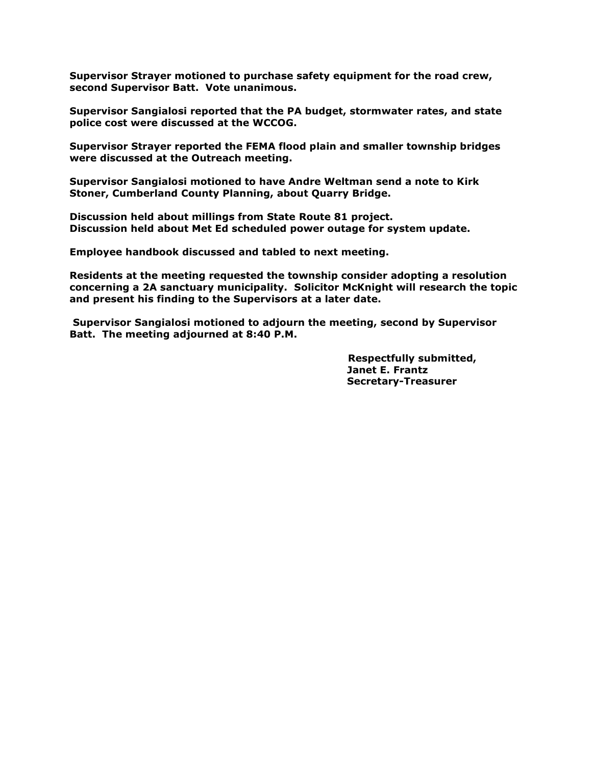**Supervisor Strayer motioned to purchase safety equipment for the road crew, second Supervisor Batt. Vote unanimous.**

**Supervisor Sangialosi reported that the PA budget, stormwater rates, and state police cost were discussed at the WCCOG.**

**Supervisor Strayer reported the FEMA flood plain and smaller township bridges were discussed at the Outreach meeting.**

**Supervisor Sangialosi motioned to have Andre Weltman send a note to Kirk Stoner, Cumberland County Planning, about Quarry Bridge.**

**Discussion held about millings from State Route 81 project.**
**Discussion held about Met Ed scheduled power outage for system update.**

**Employee handbook discussed and tabled to next meeting.**

**Residents at the meeting requested the township consider adopting a resolution concerning a 2A sanctuary municipality. Solicitor McKnight will research the topic and present his finding to the Supervisors at a later date.**

**Supervisor Sangialosi motioned to adjourn the meeting, second by Supervisor Batt. The meeting adjourned at 8:40 P.M.**

**Respectfully submitted,**
**Janet E. Frantz**
**Secretary-Treasurer**